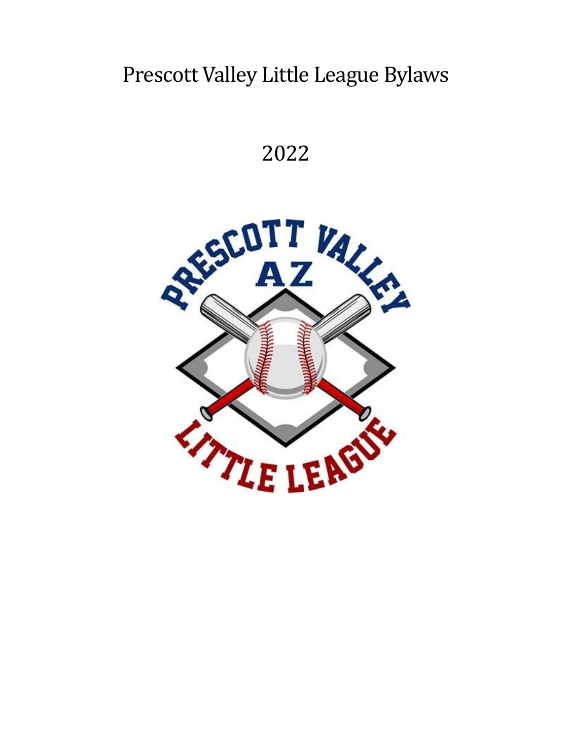# Prescott Valley Little League Bylaws

2022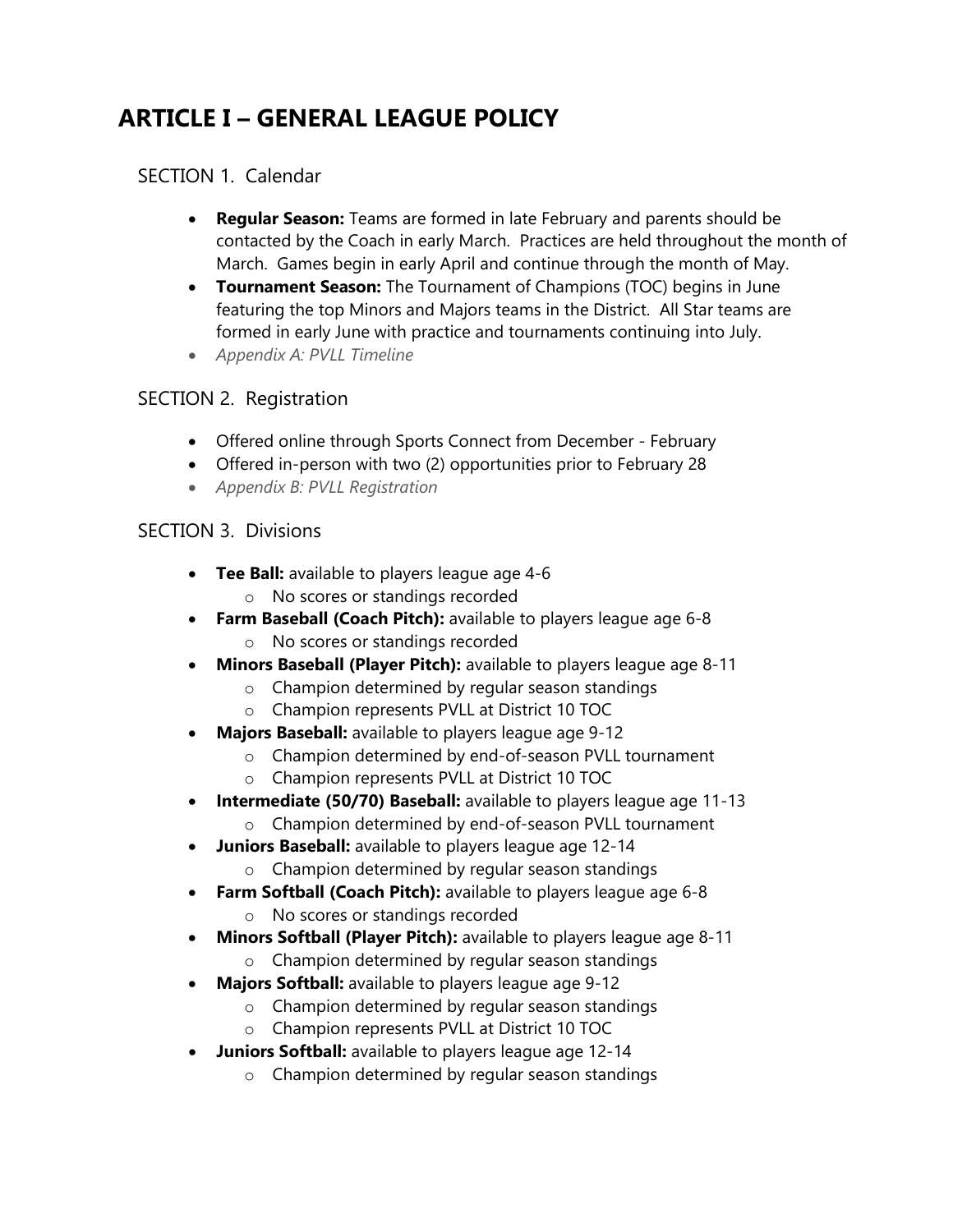# ARTICLE I – GENERAL LEAGUE POLICY

## SECTION 1. Calendar

- **Regular Season:** Teams are formed in late February and parents should be contacted by the Coach in early March. Practices are held throughout the month of March. Games begin in early April and continue through the month of May.
- **Tournament Season:** The Tournament of Champions (TOC) begins in June featuring the top Minors and Majors teams in the District. All Star teams are formed in early June with practice and tournaments continuing into July.
- *Appendix A: PVLL Timeline*

## SECTION 2. Registration

- Offered online through Sports Connect from December - February
- Offered in-person with two (2) opportunities prior to February 28
- *Appendix B: PVLL Registration*

## SECTION 3. Divisions

- **Tee Ball:** available to players league age 4-6
  - No scores or standings recorded
- **Farm Baseball (Coach Pitch):** available to players league age 6-8
  - No scores or standings recorded
- **Minors Baseball (Player Pitch):** available to players league age 8-11
  - Champion determined by regular season standings
  - Champion represents PVLL at District 10 TOC
- **Majors Baseball:** available to players league age 9-12
  - Champion determined by end-of-season PVLL tournament
  - Champion represents PVLL at District 10 TOC
- **Intermediate (50/70) Baseball:** available to players league age 11-13
  - Champion determined by end-of-season PVLL tournament
- **Juniors Baseball:** available to players league age 12-14
  - Champion determined by regular season standings
- **Farm Softball (Coach Pitch):** available to players league age 6-8
  - No scores or standings recorded
- **Minors Softball (Player Pitch):** available to players league age 8-11
  - Champion determined by regular season standings
- **Majors Softball:** available to players league age 9-12
  - Champion determined by regular season standings
  - Champion represents PVLL at District 10 TOC
- **Juniors Softball:** available to players league age 12-14
  - Champion determined by regular season standings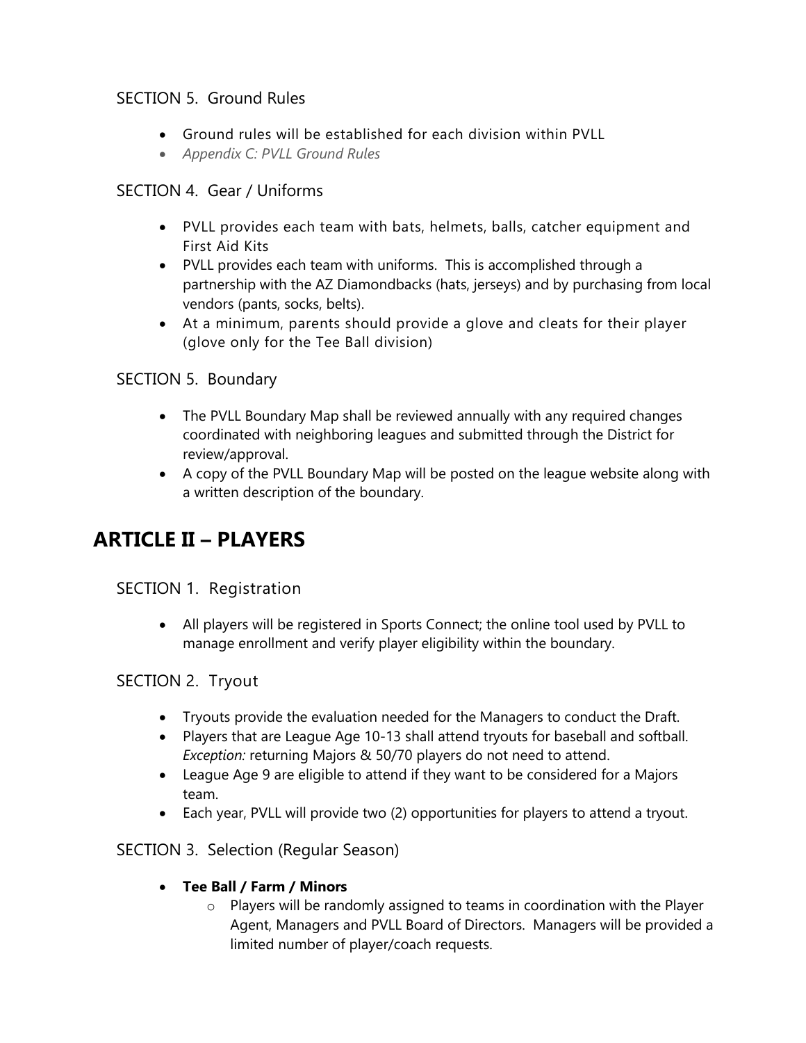### SECTION 5. Ground Rules

- Ground rules will be established for each division within PVLL
- *Appendix C: PVLL Ground Rules*

### SECTION 4. Gear / Uniforms

- PVLL provides each team with bats, helmets, balls, catcher equipment and First Aid Kits
- PVLL provides each team with uniforms. This is accomplished through a partnership with the AZ Diamondbacks (hats, jerseys) and by purchasing from local vendors (pants, socks, belts).
- At a minimum, parents should provide a glove and cleats for their player (glove only for the Tee Ball division)

### SECTION 5. Boundary

- The PVLL Boundary Map shall be reviewed annually with any required changes coordinated with neighboring leagues and submitted through the District for review/approval.
- A copy of the PVLL Boundary Map will be posted on the league website along with a written description of the boundary.

## ARTICLE II – PLAYERS

### SECTION 1. Registration

- All players will be registered in Sports Connect; the online tool used by PVLL to manage enrollment and verify player eligibility within the boundary.

### SECTION 2. Tryout

- Tryouts provide the evaluation needed for the Managers to conduct the Draft.
- Players that are League Age 10-13 shall attend tryouts for baseball and softball. *Exception:* returning Majors & 50/70 players do not need to attend.
- League Age 9 are eligible to attend if they want to be considered for a Majors team.
- Each year, PVLL will provide two (2) opportunities for players to attend a tryout.

### SECTION 3. Selection (Regular Season)

- **Tee Ball / Farm / Minors**
  - Players will be randomly assigned to teams in coordination with the Player Agent, Managers and PVLL Board of Directors. Managers will be provided a limited number of player/coach requests.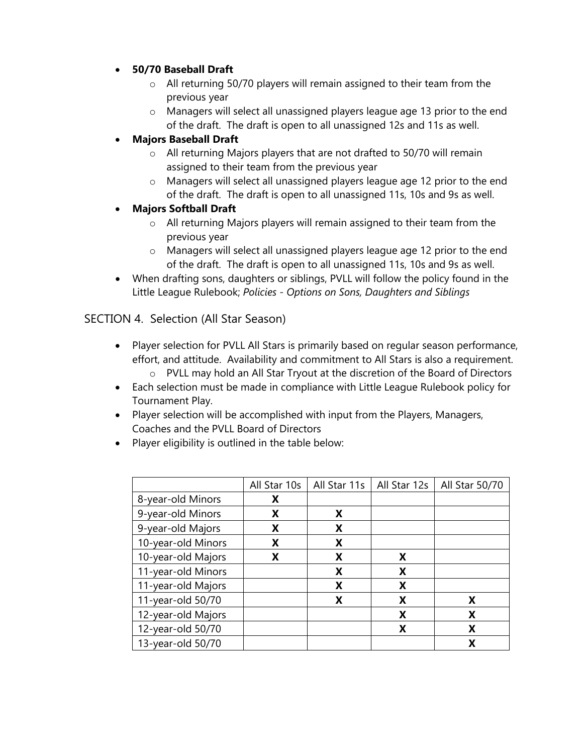- **50/70 Baseball Draft**
  - All returning 50/70 players will remain assigned to their team from the previous year
  - Managers will select all unassigned players league age 13 prior to the end of the draft. The draft is open to all unassigned 12s and 11s as well.
- **Majors Baseball Draft**
  - All returning Majors players that are not drafted to 50/70 will remain assigned to their team from the previous year
  - Managers will select all unassigned players league age 12 prior to the end of the draft. The draft is open to all unassigned 11s, 10s and 9s as well.
- **Majors Softball Draft**
  - All returning Majors players will remain assigned to their team from the previous year
  - Managers will select all unassigned players league age 12 prior to the end of the draft. The draft is open to all unassigned 11s, 10s and 9s as well.
- When drafting sons, daughters or siblings, PVLL will follow the policy found in the Little League Rulebook; *Policies - Options on Sons, Daughters and Siblings*

## SECTION 4. Selection (All Star Season)

- Player selection for PVLL All Stars is primarily based on regular season performance, effort, and attitude. Availability and commitment to All Stars is also a requirement.
  - PVLL may hold an All Star Tryout at the discretion of the Board of Directors
- Each selection must be made in compliance with Little League Rulebook policy for Tournament Play.
- Player selection will be accomplished with input from the Players, Managers, Coaches and the PVLL Board of Directors
- Player eligibility is outlined in the table below:

| | All Star 10s | All Star 11s | All Star 12s | All Star 50/70 |
|---|---|---|---|---|
| 8-year-old Minors | X | | | |
| 9-year-old Minors | X | X | | |
| 9-year-old Majors | X | X | | |
| 10-year-old Minors | X | X | | |
| 10-year-old Majors | X | X | X | |
| 11-year-old Minors | | X | X | |
| 11-year-old Majors | | X | X | |
| 11-year-old 50/70 | | X | X | X |
| 12-year-old Majors | | | X | X |
| 12-year-old 50/70 | | | X | X |
| 13-year-old 50/70 | | | | X |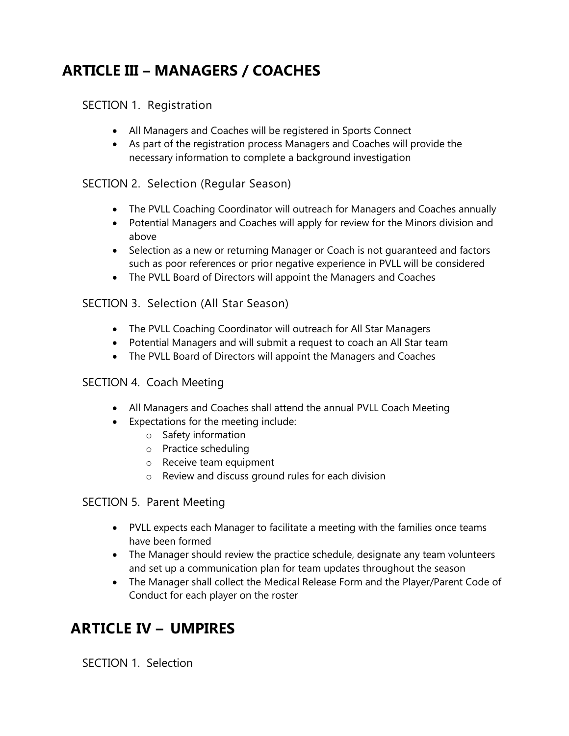## ARTICLE III – MANAGERS / COACHES

### SECTION 1. Registration

- All Managers and Coaches will be registered in Sports Connect
- As part of the registration process Managers and Coaches will provide the necessary information to complete a background investigation

### SECTION 2. Selection (Regular Season)

- The PVLL Coaching Coordinator will outreach for Managers and Coaches annually
- Potential Managers and Coaches will apply for review for the Minors division and above
- Selection as a new or returning Manager or Coach is not guaranteed and factors such as poor references or prior negative experience in PVLL will be considered
- The PVLL Board of Directors will appoint the Managers and Coaches

### SECTION 3. Selection (All Star Season)

- The PVLL Coaching Coordinator will outreach for All Star Managers
- Potential Managers and will submit a request to coach an All Star team
- The PVLL Board of Directors will appoint the Managers and Coaches

### SECTION 4. Coach Meeting

- All Managers and Coaches shall attend the annual PVLL Coach Meeting
- Expectations for the meeting include:
  - Safety information
  - Practice scheduling
  - Receive team equipment
  - Review and discuss ground rules for each division

### SECTION 5. Parent Meeting

- PVLL expects each Manager to facilitate a meeting with the families once teams have been formed
- The Manager should review the practice schedule, designate any team volunteers and set up a communication plan for team updates throughout the season
- The Manager shall collect the Medical Release Form and the Player/Parent Code of Conduct for each player on the roster

## ARTICLE IV – UMPIRES

### SECTION 1. Selection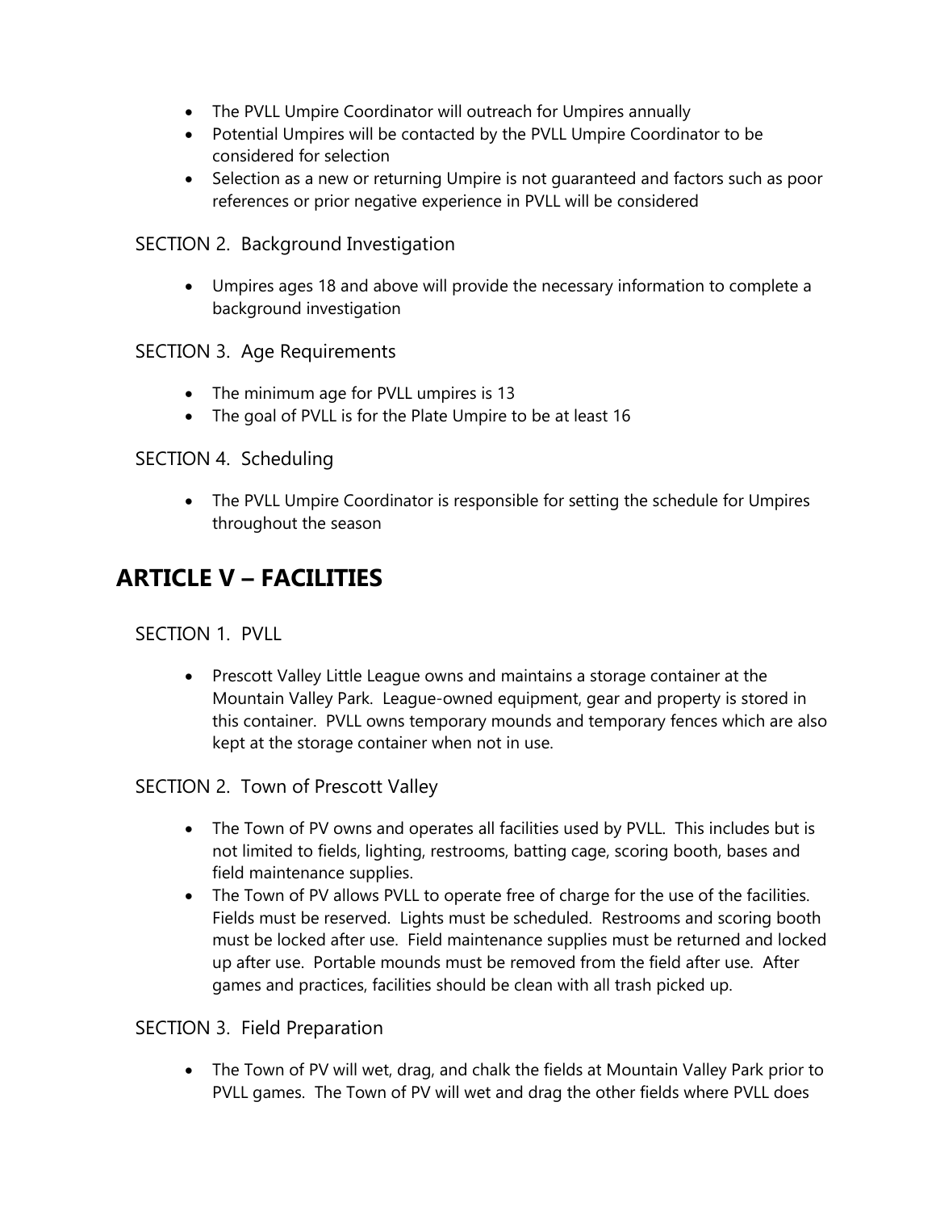- The PVLL Umpire Coordinator will outreach for Umpires annually
- Potential Umpires will be contacted by the PVLL Umpire Coordinator to be considered for selection
- Selection as a new or returning Umpire is not guaranteed and factors such as poor references or prior negative experience in PVLL will be considered

### SECTION 2. Background Investigation

- Umpires ages 18 and above will provide the necessary information to complete a background investigation

### SECTION 3. Age Requirements

- The minimum age for PVLL umpires is 13
- The goal of PVLL is for the Plate Umpire to be at least 16

### SECTION 4. Scheduling

- The PVLL Umpire Coordinator is responsible for setting the schedule for Umpires throughout the season

## ARTICLE V – FACILITIES

### SECTION 1. PVLL

- Prescott Valley Little League owns and maintains a storage container at the Mountain Valley Park. League-owned equipment, gear and property is stored in this container. PVLL owns temporary mounds and temporary fences which are also kept at the storage container when not in use.

### SECTION 2. Town of Prescott Valley

- The Town of PV owns and operates all facilities used by PVLL. This includes but is not limited to fields, lighting, restrooms, batting cage, scoring booth, bases and field maintenance supplies.
- The Town of PV allows PVLL to operate free of charge for the use of the facilities. Fields must be reserved. Lights must be scheduled. Restrooms and scoring booth must be locked after use. Field maintenance supplies must be returned and locked up after use. Portable mounds must be removed from the field after use. After games and practices, facilities should be clean with all trash picked up.

### SECTION 3. Field Preparation

- The Town of PV will wet, drag, and chalk the fields at Mountain Valley Park prior to PVLL games. The Town of PV will wet and drag the other fields where PVLL does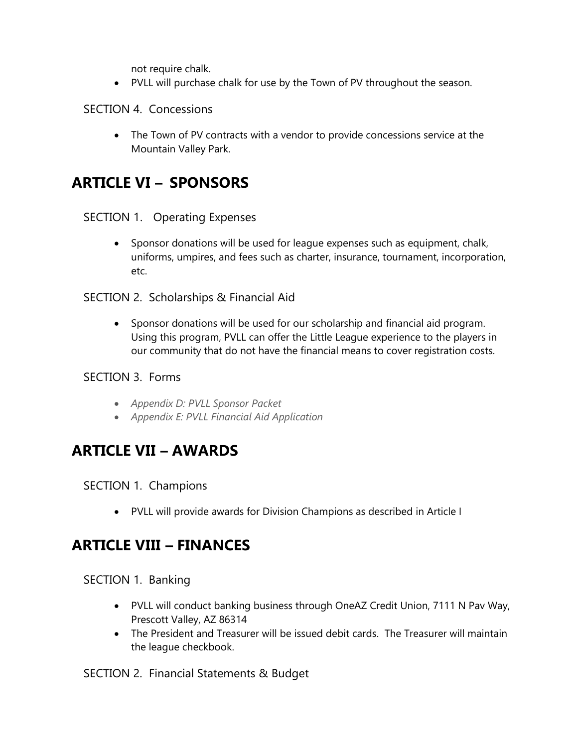not require chalk.

- PVLL will purchase chalk for use by the Town of PV throughout the season.

SECTION 4. Concessions

- The Town of PV contracts with a vendor to provide concessions service at the Mountain Valley Park.

## ARTICLE VI – SPONSORS

SECTION 1. Operating Expenses

- Sponsor donations will be used for league expenses such as equipment, chalk, uniforms, umpires, and fees such as charter, insurance, tournament, incorporation, etc.

SECTION 2. Scholarships & Financial Aid

- Sponsor donations will be used for our scholarship and financial aid program. Using this program, PVLL can offer the Little League experience to the players in our community that do not have the financial means to cover registration costs.

SECTION 3. Forms

- *Appendix D: PVLL Sponsor Packet*
- *Appendix E: PVLL Financial Aid Application*

## ARTICLE VII – AWARDS

SECTION 1. Champions

- PVLL will provide awards for Division Champions as described in Article I

## ARTICLE VIII – FINANCES

SECTION 1. Banking

- PVLL will conduct banking business through OneAZ Credit Union, 7111 N Pav Way, Prescott Valley, AZ 86314
- The President and Treasurer will be issued debit cards. The Treasurer will maintain the league checkbook.

SECTION 2. Financial Statements & Budget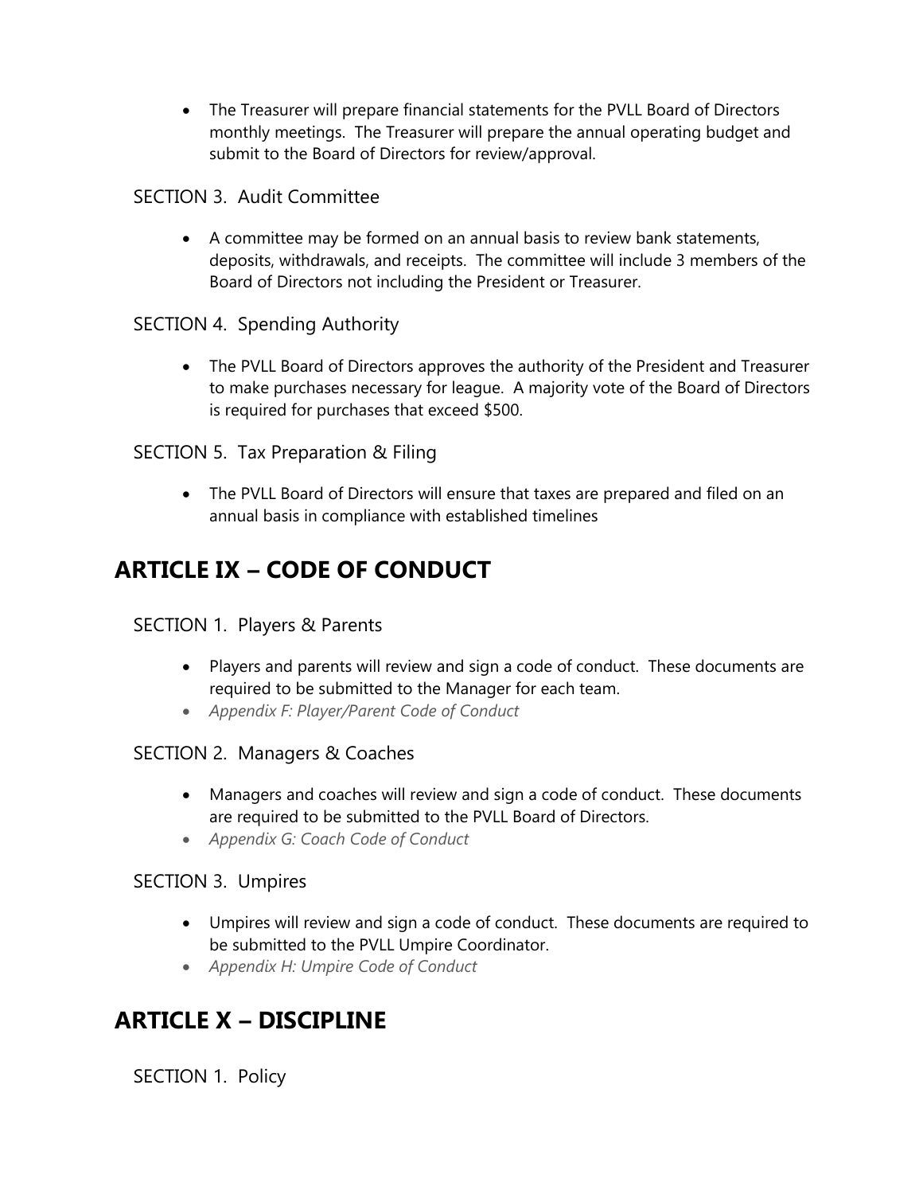- The Treasurer will prepare financial statements for the PVLL Board of Directors monthly meetings. The Treasurer will prepare the annual operating budget and submit to the Board of Directors for review/approval.

SECTION 3. Audit Committee

- A committee may be formed on an annual basis to review bank statements, deposits, withdrawals, and receipts. The committee will include 3 members of the Board of Directors not including the President or Treasurer.

SECTION 4. Spending Authority

- The PVLL Board of Directors approves the authority of the President and Treasurer to make purchases necessary for league. A majority vote of the Board of Directors is required for purchases that exceed $500.

SECTION 5. Tax Preparation & Filing

- The PVLL Board of Directors will ensure that taxes are prepared and filed on an annual basis in compliance with established timelines

## ARTICLE IX – CODE OF CONDUCT

SECTION 1. Players & Parents

- Players and parents will review and sign a code of conduct. These documents are required to be submitted to the Manager for each team.
- *Appendix F: Player/Parent Code of Conduct*

SECTION 2. Managers & Coaches

- Managers and coaches will review and sign a code of conduct. These documents are required to be submitted to the PVLL Board of Directors.
- *Appendix G: Coach Code of Conduct*

SECTION 3. Umpires

- Umpires will review and sign a code of conduct. These documents are required to be submitted to the PVLL Umpire Coordinator.
- *Appendix H: Umpire Code of Conduct*

## ARTICLE X – DISCIPLINE

SECTION 1. Policy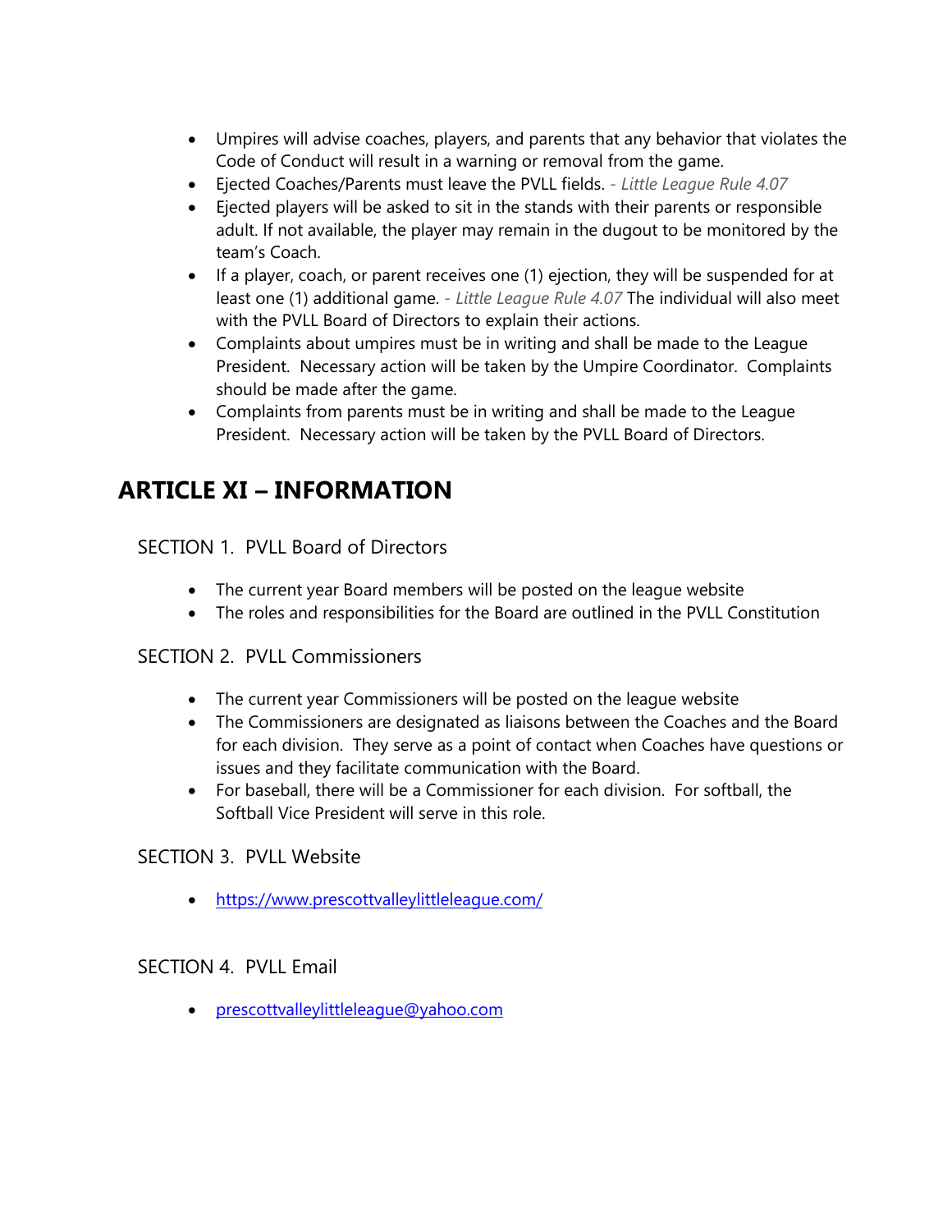- Umpires will advise coaches, players, and parents that any behavior that violates the Code of Conduct will result in a warning or removal from the game.
- Ejected Coaches/Parents must leave the PVLL fields. *- Little League Rule 4.07*
- Ejected players will be asked to sit in the stands with their parents or responsible adult. If not available, the player may remain in the dugout to be monitored by the team's Coach.
- If a player, coach, or parent receives one (1) ejection, they will be suspended for at least one (1) additional game. *- Little League Rule 4.07* The individual will also meet with the PVLL Board of Directors to explain their actions.
- Complaints about umpires must be in writing and shall be made to the League President. Necessary action will be taken by the Umpire Coordinator. Complaints should be made after the game.
- Complaints from parents must be in writing and shall be made to the League President. Necessary action will be taken by the PVLL Board of Directors.

# ARTICLE XI – INFORMATION

## SECTION 1. PVLL Board of Directors

- The current year Board members will be posted on the league website
- The roles and responsibilities for the Board are outlined in the PVLL Constitution

## SECTION 2. PVLL Commissioners

- The current year Commissioners will be posted on the league website
- The Commissioners are designated as liaisons between the Coaches and the Board for each division. They serve as a point of contact when Coaches have questions or issues and they facilitate communication with the Board.
- For baseball, there will be a Commissioner for each division. For softball, the Softball Vice President will serve in this role.

## SECTION 3. PVLL Website

- https://www.prescottvalleylittleleague.com/

## SECTION 4. PVLL Email

- prescottvalleylittleleague@yahoo.com